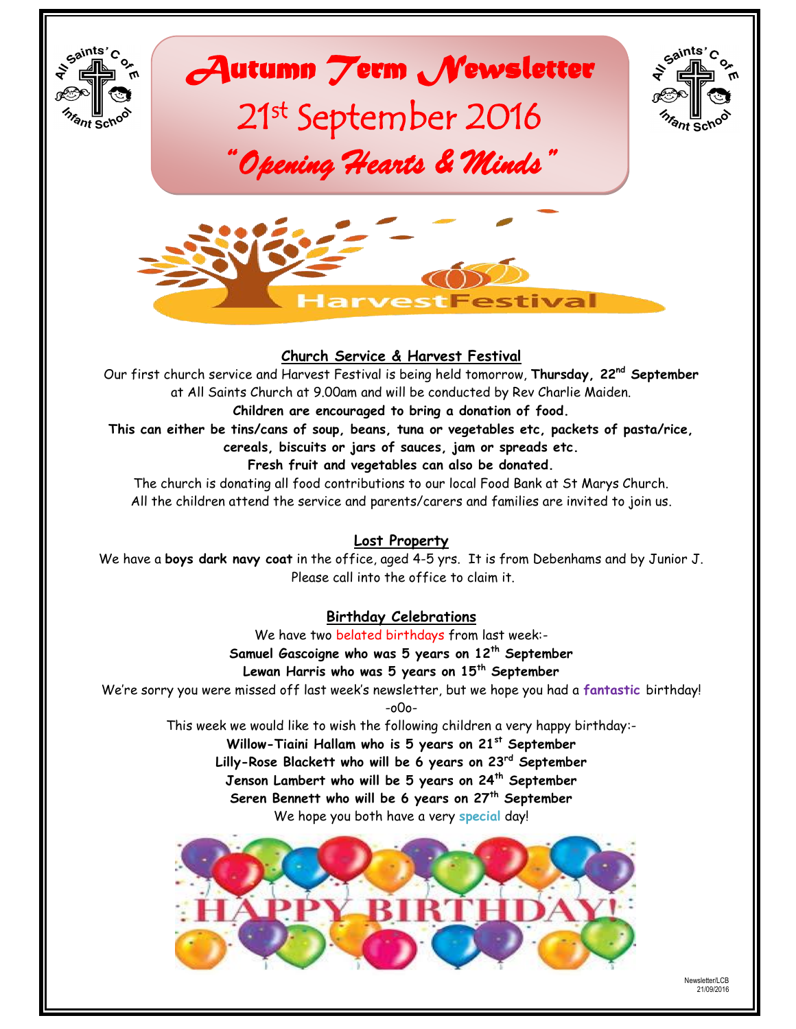# Autumn Term Newsletter

## 21st September 2016

### *"Opening Hearts & Minds"*

## Church Service & Harvest Festival

Our first church service and Harvest Festival is being held tomorrow, **Thursday, 22nd September** at All Saints Church at 9.00am and will be conducted by Rev Charlie Maiden.

**Children are encouraged to bring a donation of food.**

**This can either be tins/cans of soup, beans, tuna or vegetables etc, packets of pasta/rice, cereals, biscuits or jars of sauces, jam or spreads etc.**

**Fresh fruit and vegetables can also be donated.**

The church is donating all food contributions to our local Food Bank at St Marys Church.
All the children attend the service and parents/carers and families are invited to join us.

## Lost Property

We have a **boys dark navy coat** in the office, aged 4-5 yrs. It is from Debenhams and by Junior J.
Please call into the office to claim it.

## Birthday Celebrations

We have two belated birthdays from last week:-

**Samuel Gascoigne who was 5 years on 12th September**
**Lewan Harris who was 5 years on 15th September**

We're sorry you were missed off last week's newsletter, but we hope you had a **fantastic** birthday!

-oOo-

This week we would like to wish the following children a very happy birthday:-

**Willow-Tiaini Hallam who is 5 years on 21st September**
**Lilly-Rose Blackett who will be 6 years on 23rd September**
**Jenson Lambert who will be 5 years on 24th September**
**Seren Bennett who will be 6 years on 27th September**

We hope you both have a very **special** day!

Newsletter/LCB
21/09/2016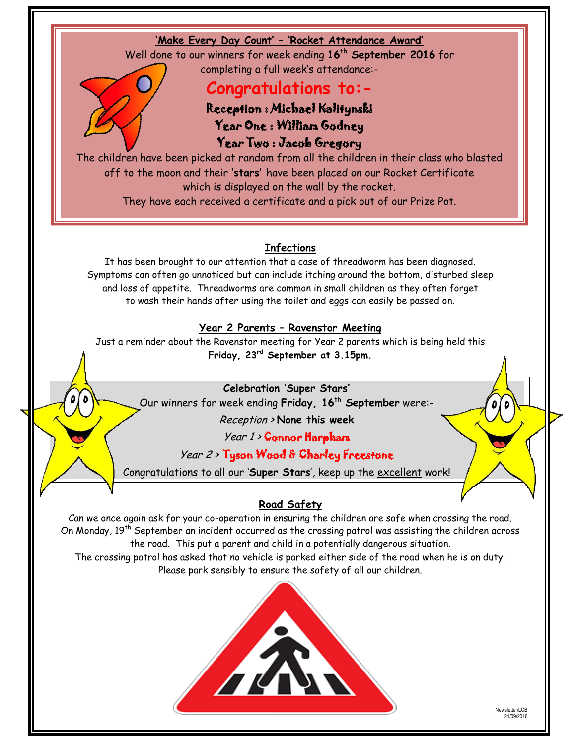## 'Make Every Day Count' – 'Rocket Attendance Award'

Well done to our winners for week ending **16th September 2016** for completing a full week's attendance:-

**Congratulations to:-**

**Reception : Michael Kalitynski**
**Year One : William Godney**
**Year Two : Jacob Gregory**

The children have been picked at random from all the children in their class who blasted off to the moon and their **'stars'** have been placed on our Rocket Certificate which is displayed on the wall by the rocket.
They have each received a certificate and a pick out of our Prize Pot.

## Infections

It has been brought to our attention that a case of threadworm has been diagnosed. Symptoms can often go unnoticed but can include itching around the bottom, disturbed sleep and loss of appetite. Threadworms are common in small children as they often forget to wash their hands after using the toilet and eggs can easily be passed on.

## Year 2 Parents – Ravenstor Meeting

Just a reminder about the Ravenstor meeting for Year 2 parents which is being held this **Friday, 23rd September at 3.15pm.**

## Celebration 'Super Stars'

Our winners for week ending **Friday, 16th September** were:-

*Reception* > **None this week**

*Year 1* > **Connor Harpham**

*Year 2* > **Tyson Wood & Charley Freestone**

Congratulations to all our '**Super Stars**', keep up the excellent work!

## Road Safety

Can we once again ask for your co-operation in ensuring the children are safe when crossing the road. On Monday, 19th September an incident occurred as the crossing patrol was assisting the children across the road. This put a parent and child in a potentially dangerous situation.
The crossing patrol has asked that no vehicle is parked either side of the road when he is on duty.
Please park sensibly to ensure the safety of all our children.

Newsletter/LCB
21/09/2016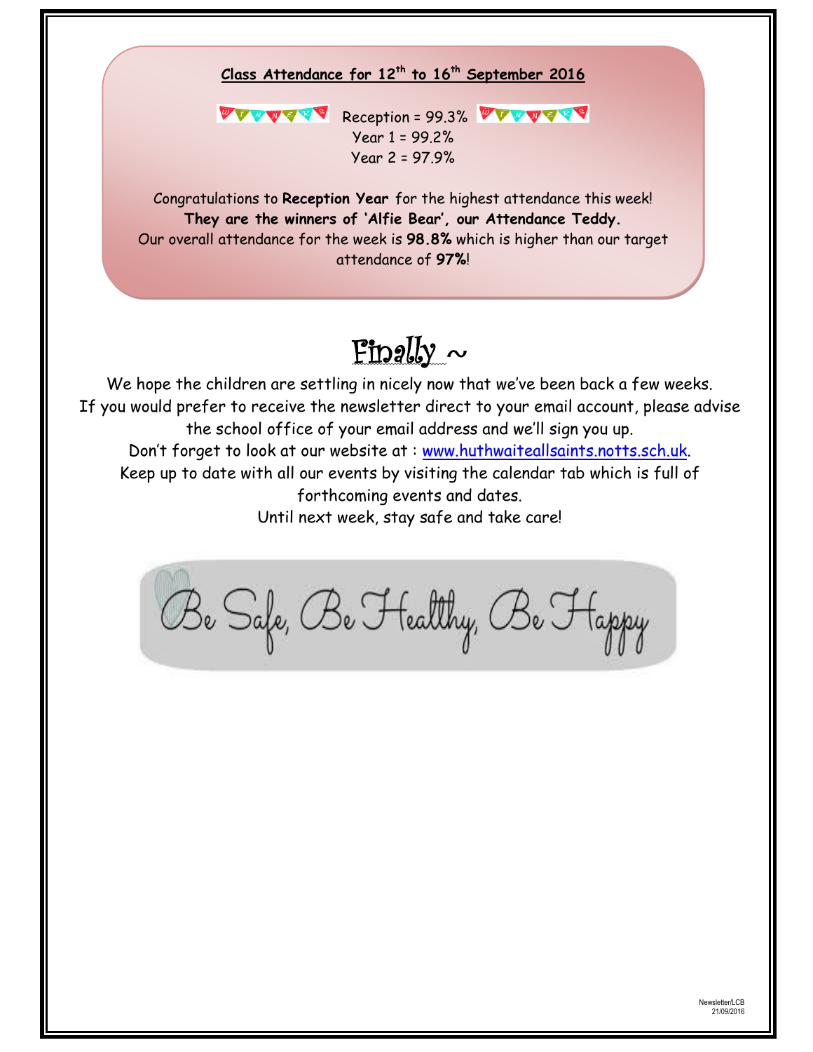**Class Attendance for 12th to 16th September 2016**

WINNERS Reception = 99.3% WINNERS
Year 1 = 99.2%
Year 2 = 97.9%

Congratulations to **Reception Year** for the highest attendance this week!
**They are the winners of 'Alfie Bear', our Attendance Teddy.**
Our overall attendance for the week is **98.8%** which is higher than our target attendance of **97%**!

# Finally ~

We hope the children are settling in nicely now that we've been back a few weeks.
If you would prefer to receive the newsletter direct to your email account, please advise the school office of your email address and we'll sign you up.
Don't forget to look at our website at : www.huthwaiteallsaints.notts.sch.uk.
Keep up to date with all our events by visiting the calendar tab which is full of forthcoming events and dates.
Until next week, stay safe and take care!

Be Safe, Be Healthy, Be Happy

Newsletter/LCB
21/09/2016